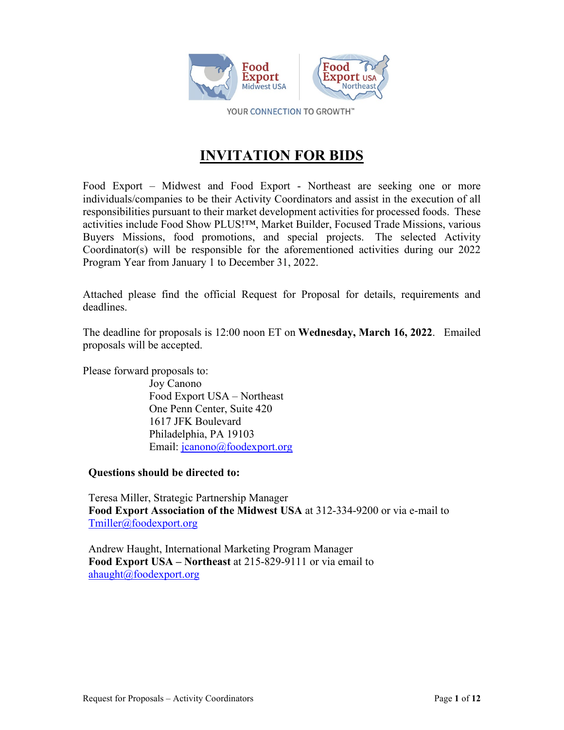YOUR CONNECTION TO GROWTH™

# INVITATION FOR BIDS

Food Export – Midwest and Food Export - Northeast are seeking one or more individuals/companies to be their Activity Coordinators and assist in the execution of all responsibilities pursuant to their market development activities for processed foods. These activities include Food Show PLUS!™, Market Builder, Focused Trade Missions, various Buyers Missions, food promotions, and special projects. The selected Activity Coordinator(s) will be responsible for the aforementioned activities during our 2022 Program Year from January 1 to December 31, 2022.

Attached please find the official Request for Proposal for details, requirements and deadlines.

The deadline for proposals is 12:00 noon ET on **Wednesday, March 16, 2022**. Emailed proposals will be accepted.

Please forward proposals to:

Joy Canono
Food Export USA – Northeast
One Penn Center, Suite 420
1617 JFK Boulevard
Philadelphia, PA 19103
Email: jcanono@foodexport.org

**Questions should be directed to:**

Teresa Miller, Strategic Partnership Manager
**Food Export Association of the Midwest USA** at 312-334-9200 or via e-mail to Tmiller@foodexport.org

Andrew Haught, International Marketing Program Manager
**Food Export USA – Northeast** at 215-829-9111 or via email to ahaught@foodexport.org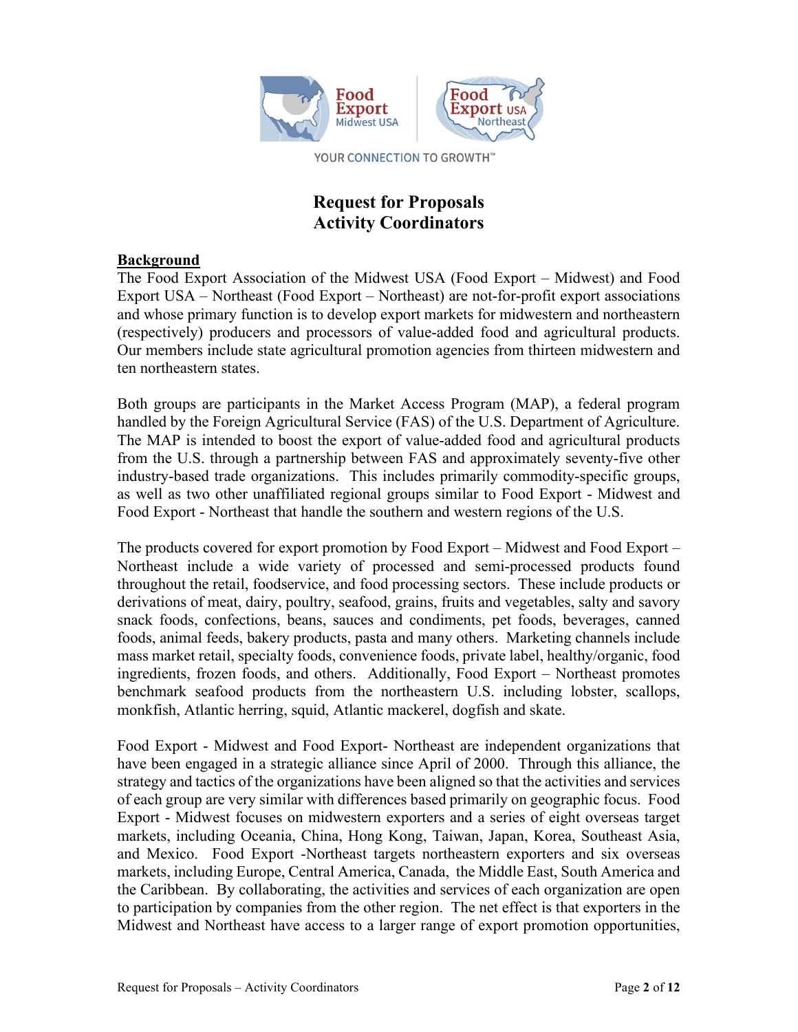YOUR CONNECTION TO GROWTH™

# Request for Proposals
# Activity Coordinators

**Background**

The Food Export Association of the Midwest USA (Food Export – Midwest) and Food Export USA – Northeast (Food Export – Northeast) are not-for-profit export associations and whose primary function is to develop export markets for midwestern and northeastern (respectively) producers and processors of value-added food and agricultural products. Our members include state agricultural promotion agencies from thirteen midwestern and ten northeastern states.

Both groups are participants in the Market Access Program (MAP), a federal program handled by the Foreign Agricultural Service (FAS) of the U.S. Department of Agriculture. The MAP is intended to boost the export of value-added food and agricultural products from the U.S. through a partnership between FAS and approximately seventy-five other industry-based trade organizations. This includes primarily commodity-specific groups, as well as two other unaffiliated regional groups similar to Food Export - Midwest and Food Export - Northeast that handle the southern and western regions of the U.S.

The products covered for export promotion by Food Export – Midwest and Food Export – Northeast include a wide variety of processed and semi-processed products found throughout the retail, foodservice, and food processing sectors. These include products or derivations of meat, dairy, poultry, seafood, grains, fruits and vegetables, salty and savory snack foods, confections, beans, sauces and condiments, pet foods, beverages, canned foods, animal feeds, bakery products, pasta and many others. Marketing channels include mass market retail, specialty foods, convenience foods, private label, healthy/organic, food ingredients, frozen foods, and others. Additionally, Food Export – Northeast promotes benchmark seafood products from the northeastern U.S. including lobster, scallops, monkfish, Atlantic herring, squid, Atlantic mackerel, dogfish and skate.

Food Export - Midwest and Food Export- Northeast are independent organizations that have been engaged in a strategic alliance since April of 2000. Through this alliance, the strategy and tactics of the organizations have been aligned so that the activities and services of each group are very similar with differences based primarily on geographic focus. Food Export - Midwest focuses on midwestern exporters and a series of eight overseas target markets, including Oceania, China, Hong Kong, Taiwan, Japan, Korea, Southeast Asia, and Mexico. Food Export -Northeast targets northeastern exporters and six overseas markets, including Europe, Central America, Canada, the Middle East, South America and the Caribbean. By collaborating, the activities and services of each organization are open to participation by companies from the other region. The net effect is that exporters in the Midwest and Northeast have access to a larger range of export promotion opportunities,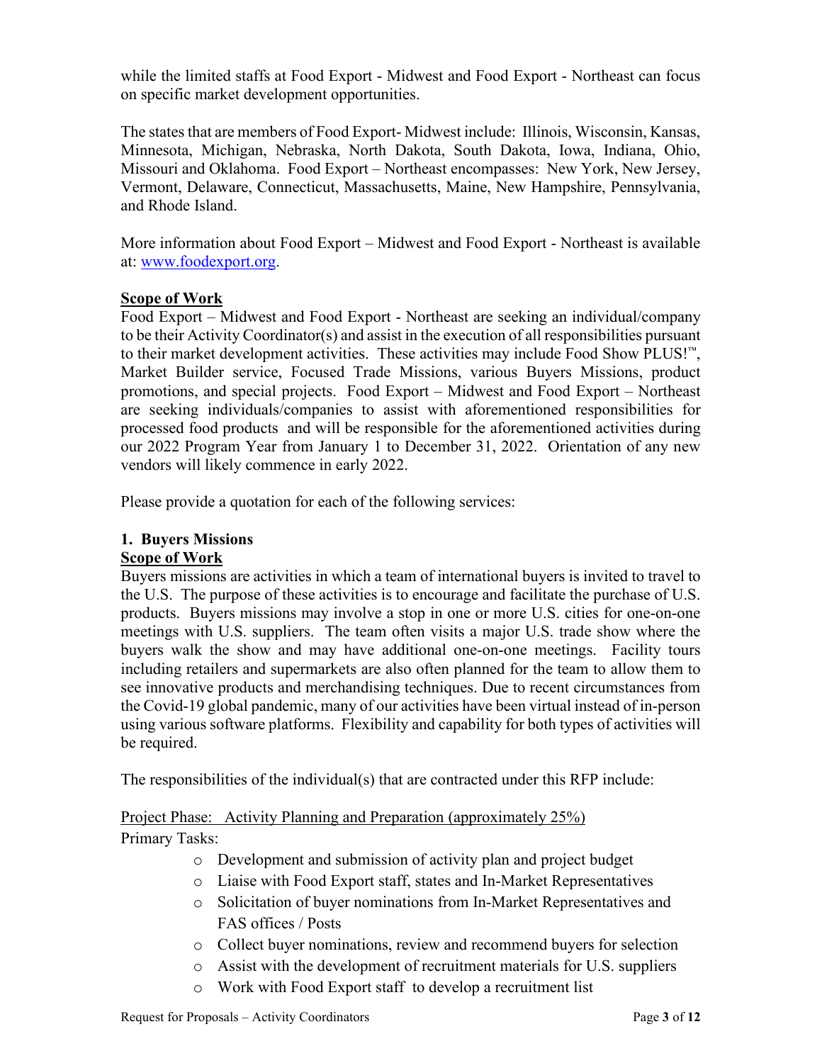while the limited staffs at Food Export - Midwest and Food Export - Northeast can focus on specific market development opportunities.

The states that are members of Food Export- Midwest include: Illinois, Wisconsin, Kansas, Minnesota, Michigan, Nebraska, North Dakota, South Dakota, Iowa, Indiana, Ohio, Missouri and Oklahoma. Food Export – Northeast encompasses: New York, New Jersey, Vermont, Delaware, Connecticut, Massachusetts, Maine, New Hampshire, Pennsylvania, and Rhode Island.

More information about Food Export – Midwest and Food Export - Northeast is available at: [www.foodexport.org](http://www.foodexport.org).

**Scope of Work**

Food Export – Midwest and Food Export - Northeast are seeking an individual/company to be their Activity Coordinator(s) and assist in the execution of all responsibilities pursuant to their market development activities. These activities may include Food Show PLUS!™, Market Builder service, Focused Trade Missions, various Buyers Missions, product promotions, and special projects. Food Export – Midwest and Food Export – Northeast are seeking individuals/companies to assist with aforementioned responsibilities for processed food products and will be responsible for the aforementioned activities during our 2022 Program Year from January 1 to December 31, 2022. Orientation of any new vendors will likely commence in early 2022.

Please provide a quotation for each of the following services:

**1. Buyers Missions**

**Scope of Work**

Buyers missions are activities in which a team of international buyers is invited to travel to the U.S. The purpose of these activities is to encourage and facilitate the purchase of U.S. products. Buyers missions may involve a stop in one or more U.S. cities for one-on-one meetings with U.S. suppliers. The team often visits a major U.S. trade show where the buyers walk the show and may have additional one-on-one meetings. Facility tours including retailers and supermarkets are also often planned for the team to allow them to see innovative products and merchandising techniques. Due to recent circumstances from the Covid-19 global pandemic, many of our activities have been virtual instead of in-person using various software platforms. Flexibility and capability for both types of activities will be required.

The responsibilities of the individual(s) that are contracted under this RFP include:

Project Phase: Activity Planning and Preparation (approximately 25%)

Primary Tasks:

- Development and submission of activity plan and project budget
- Liaise with Food Export staff, states and In-Market Representatives
- Solicitation of buyer nominations from In-Market Representatives and FAS offices / Posts
- Collect buyer nominations, review and recommend buyers for selection
- Assist with the development of recruitment materials for U.S. suppliers
- Work with Food Export staff to develop a recruitment list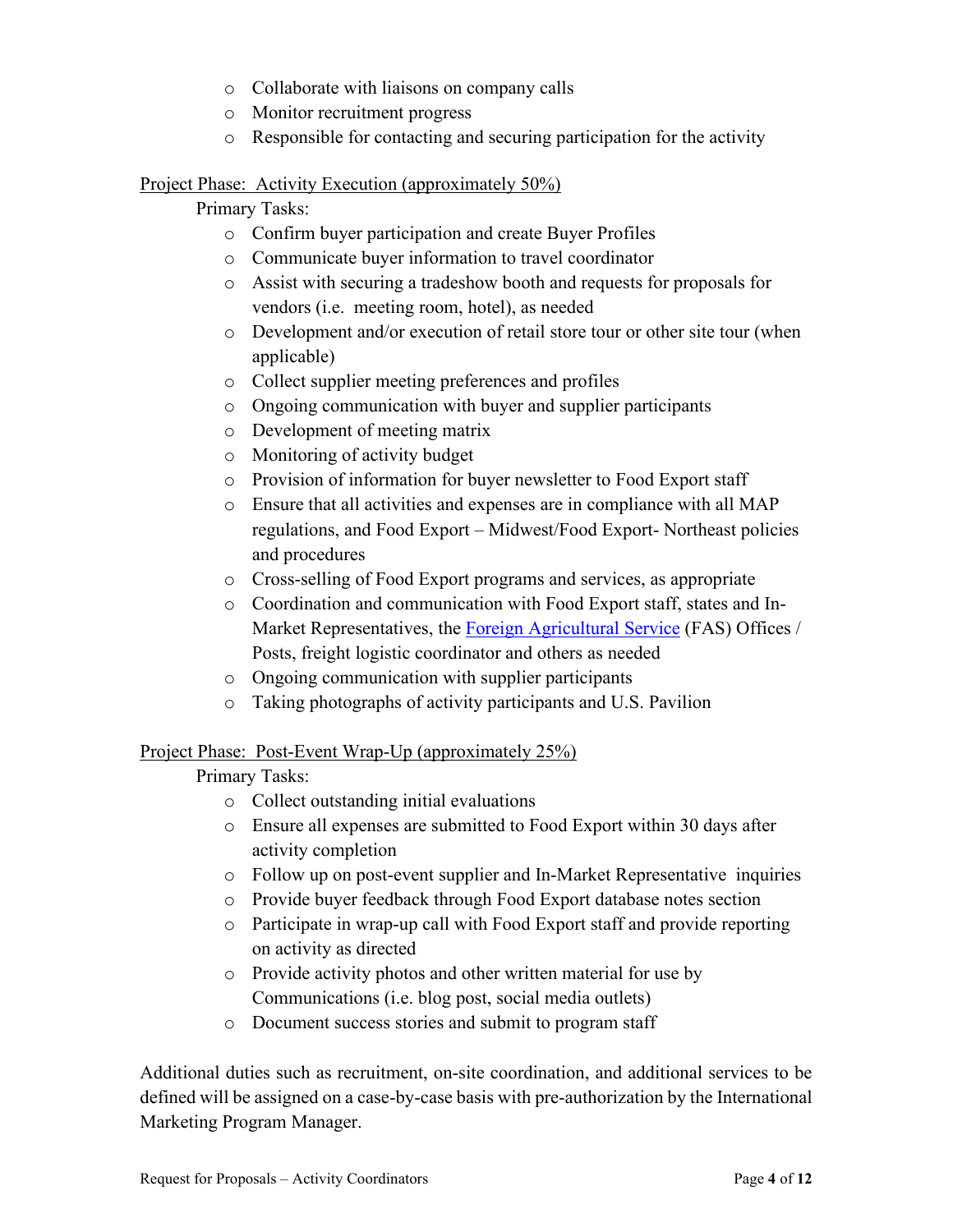- Collaborate with liaisons on company calls
- Monitor recruitment progress
- Responsible for contacting and securing participation for the activity

<u>Project Phase: Activity Execution (approximately 50%)</u>

Primary Tasks:

- Confirm buyer participation and create Buyer Profiles
- Communicate buyer information to travel coordinator
- Assist with securing a tradeshow booth and requests for proposals for vendors (i.e. meeting room, hotel), as needed
- Development and/or execution of retail store tour or other site tour (when applicable)
- Collect supplier meeting preferences and profiles
- Ongoing communication with buyer and supplier participants
- Development of meeting matrix
- Monitoring of activity budget
- Provision of information for buyer newsletter to Food Export staff
- Ensure that all activities and expenses are in compliance with all MAP regulations, and Food Export – Midwest/Food Export- Northeast policies and procedures
- Cross-selling of Food Export programs and services, as appropriate
- Coordination and communication with Food Export staff, states and In-Market Representatives, the Foreign Agricultural Service (FAS) Offices / Posts, freight logistic coordinator and others as needed
- Ongoing communication with supplier participants
- Taking photographs of activity participants and U.S. Pavilion

<u>Project Phase: Post-Event Wrap-Up (approximately 25%)</u>

Primary Tasks:

- Collect outstanding initial evaluations
- Ensure all expenses are submitted to Food Export within 30 days after activity completion
- Follow up on post-event supplier and In-Market Representative inquiries
- Provide buyer feedback through Food Export database notes section
- Participate in wrap-up call with Food Export staff and provide reporting on activity as directed
- Provide activity photos and other written material for use by Communications (i.e. blog post, social media outlets)
- Document success stories and submit to program staff

Additional duties such as recruitment, on-site coordination, and additional services to be defined will be assigned on a case-by-case basis with pre-authorization by the International Marketing Program Manager.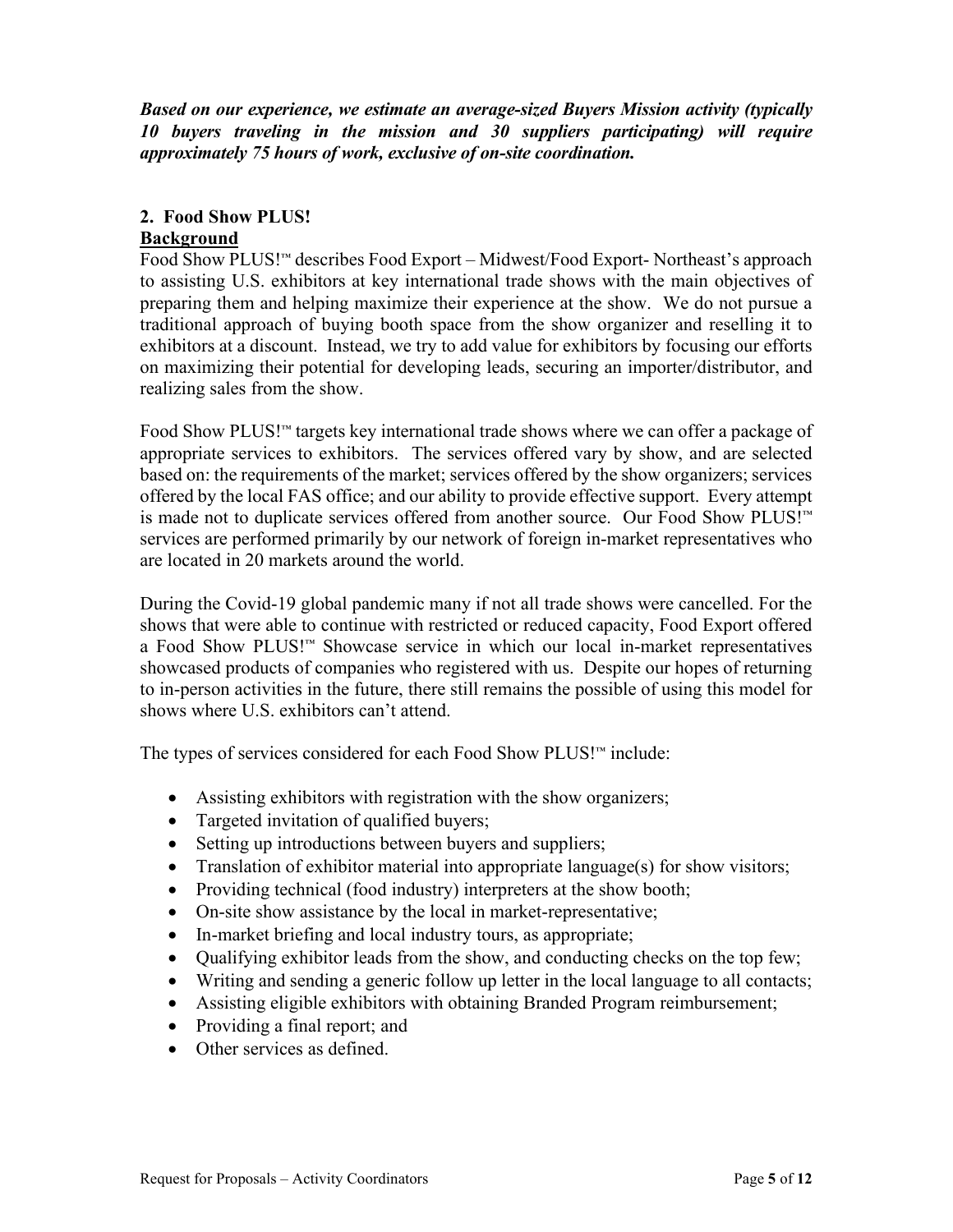***Based on our experience, we estimate an average-sized Buyers Mission activity (typically 10 buyers traveling in the mission and 30 suppliers participating) will require approximately 75 hours of work, exclusive of on-site coordination.***

## 2. Food Show PLUS!

**Background**

Food Show PLUS!™ describes Food Export – Midwest/Food Export- Northeast's approach to assisting U.S. exhibitors at key international trade shows with the main objectives of preparing them and helping maximize their experience at the show. We do not pursue a traditional approach of buying booth space from the show organizer and reselling it to exhibitors at a discount. Instead, we try to add value for exhibitors by focusing our efforts on maximizing their potential for developing leads, securing an importer/distributor, and realizing sales from the show.

Food Show PLUS!™ targets key international trade shows where we can offer a package of appropriate services to exhibitors. The services offered vary by show, and are selected based on: the requirements of the market; services offered by the show organizers; services offered by the local FAS office; and our ability to provide effective support. Every attempt is made not to duplicate services offered from another source. Our Food Show PLUS!™ services are performed primarily by our network of foreign in-market representatives who are located in 20 markets around the world.

During the Covid-19 global pandemic many if not all trade shows were cancelled. For the shows that were able to continue with restricted or reduced capacity, Food Export offered a Food Show PLUS!™ Showcase service in which our local in-market representatives showcased products of companies who registered with us. Despite our hopes of returning to in-person activities in the future, there still remains the possible of using this model for shows where U.S. exhibitors can't attend.

The types of services considered for each Food Show PLUS!™ include:

- Assisting exhibitors with registration with the show organizers;
- Targeted invitation of qualified buyers;
- Setting up introductions between buyers and suppliers;
- Translation of exhibitor material into appropriate language(s) for show visitors;
- Providing technical (food industry) interpreters at the show booth;
- On-site show assistance by the local in market-representative;
- In-market briefing and local industry tours, as appropriate;
- Qualifying exhibitor leads from the show, and conducting checks on the top few;
- Writing and sending a generic follow up letter in the local language to all contacts;
- Assisting eligible exhibitors with obtaining Branded Program reimbursement;
- Providing a final report; and
- Other services as defined.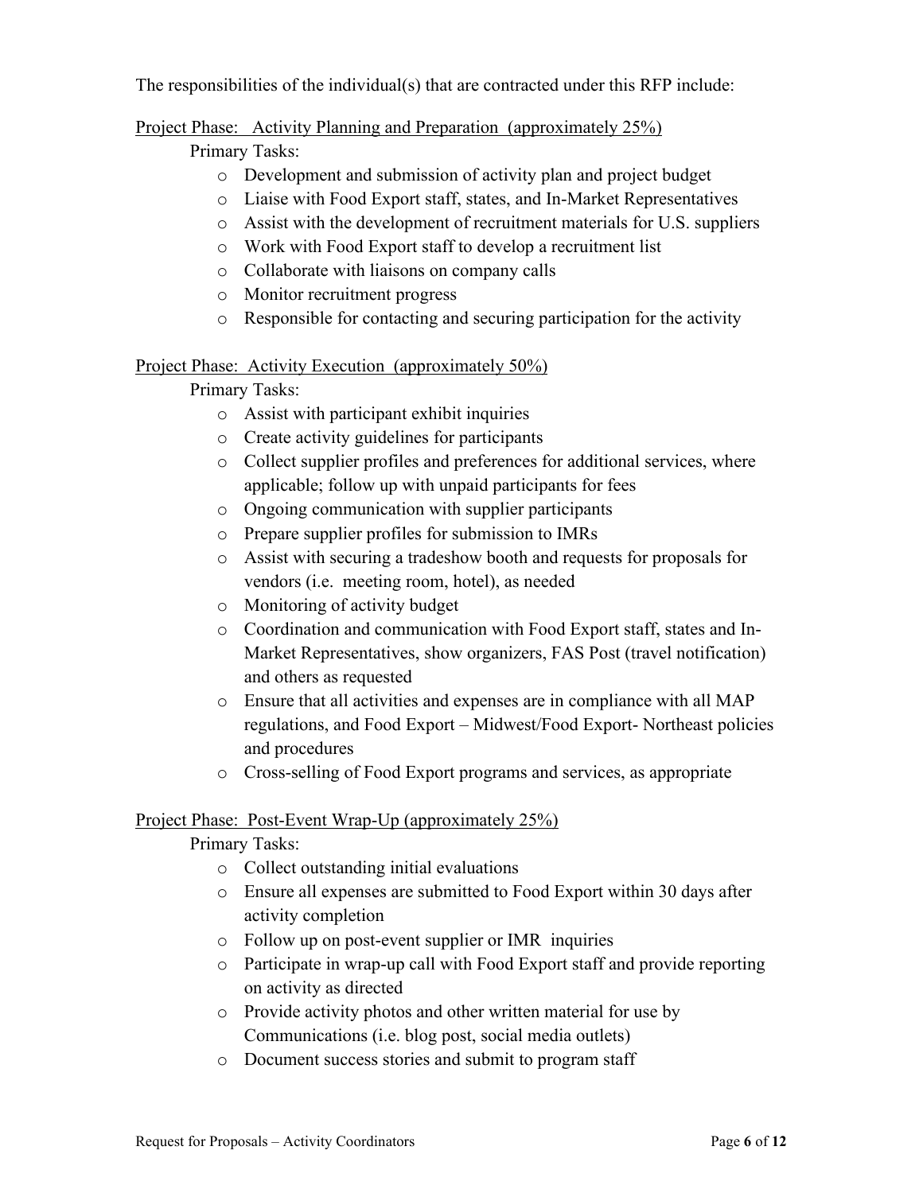The responsibilities of the individual(s) that are contracted under this RFP include:

<u>Project Phase: Activity Planning and Preparation (approximately 25%)</u>

Primary Tasks:

- Development and submission of activity plan and project budget
- Liaise with Food Export staff, states, and In-Market Representatives
- Assist with the development of recruitment materials for U.S. suppliers
- Work with Food Export staff to develop a recruitment list
- Collaborate with liaisons on company calls
- Monitor recruitment progress
- Responsible for contacting and securing participation for the activity

<u>Project Phase: Activity Execution (approximately 50%)</u>

Primary Tasks:

- Assist with participant exhibit inquiries
- Create activity guidelines for participants
- Collect supplier profiles and preferences for additional services, where applicable; follow up with unpaid participants for fees
- Ongoing communication with supplier participants
- Prepare supplier profiles for submission to IMRs
- Assist with securing a tradeshow booth and requests for proposals for vendors (i.e. meeting room, hotel), as needed
- Monitoring of activity budget
- Coordination and communication with Food Export staff, states and In-Market Representatives, show organizers, FAS Post (travel notification) and others as requested
- Ensure that all activities and expenses are in compliance with all MAP regulations, and Food Export – Midwest/Food Export- Northeast policies and procedures
- Cross-selling of Food Export programs and services, as appropriate

<u>Project Phase: Post-Event Wrap-Up (approximately 25%)</u>

Primary Tasks:

- Collect outstanding initial evaluations
- Ensure all expenses are submitted to Food Export within 30 days after activity completion
- Follow up on post-event supplier or IMR inquiries
- Participate in wrap-up call with Food Export staff and provide reporting on activity as directed
- Provide activity photos and other written material for use by Communications (i.e. blog post, social media outlets)
- Document success stories and submit to program staff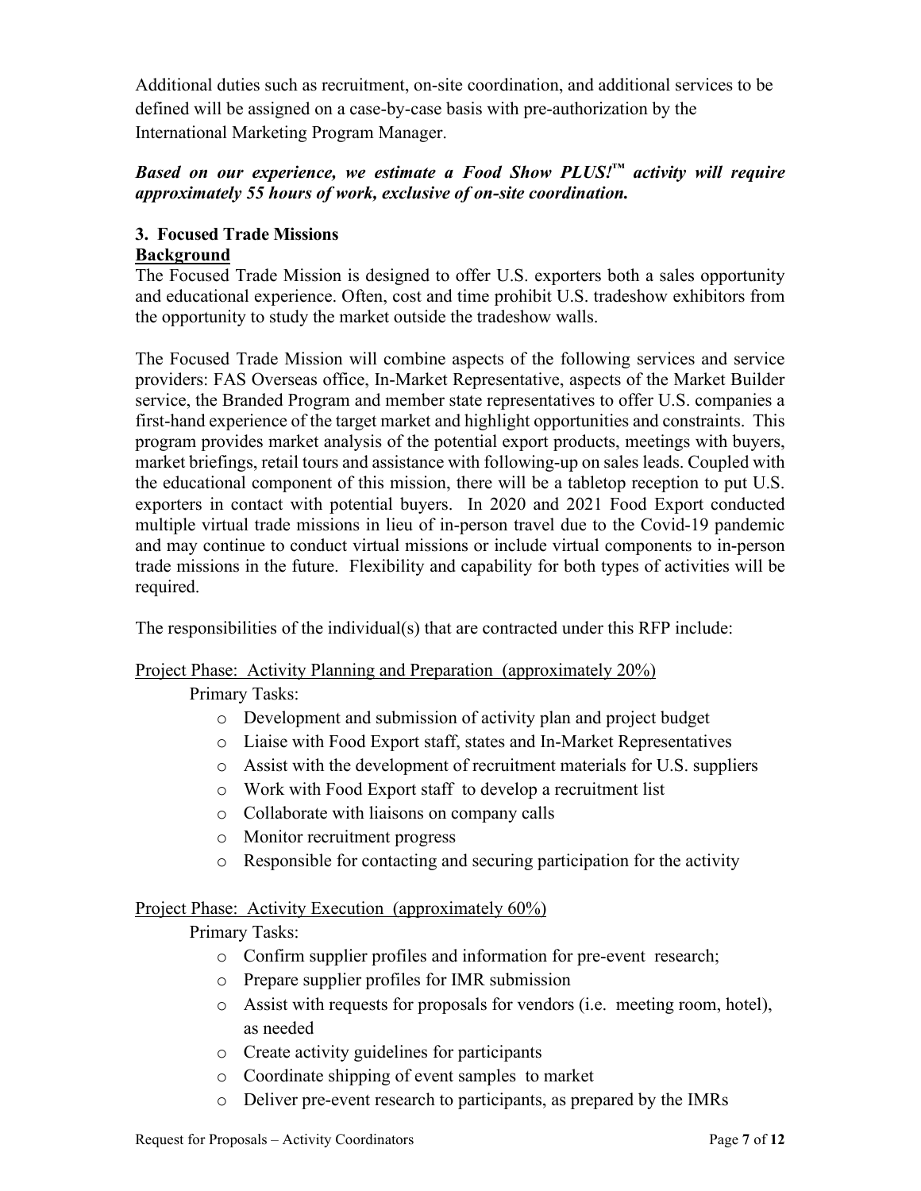Additional duties such as recruitment, on-site coordination, and additional services to be defined will be assigned on a case-by-case basis with pre-authorization by the International Marketing Program Manager.

***Based on our experience, we estimate a Food Show PLUS!™ activity will require approximately 55 hours of work, exclusive of on-site coordination.***

### 3. Focused Trade Missions

**Background**

The Focused Trade Mission is designed to offer U.S. exporters both a sales opportunity and educational experience. Often, cost and time prohibit U.S. tradeshow exhibitors from the opportunity to study the market outside the tradeshow walls.

The Focused Trade Mission will combine aspects of the following services and service providers: FAS Overseas office, In-Market Representative, aspects of the Market Builder service, the Branded Program and member state representatives to offer U.S. companies a first-hand experience of the target market and highlight opportunities and constraints. This program provides market analysis of the potential export products, meetings with buyers, market briefings, retail tours and assistance with following-up on sales leads. Coupled with the educational component of this mission, there will be a tabletop reception to put U.S. exporters in contact with potential buyers. In 2020 and 2021 Food Export conducted multiple virtual trade missions in lieu of in-person travel due to the Covid-19 pandemic and may continue to conduct virtual missions or include virtual components to in-person trade missions in the future. Flexibility and capability for both types of activities will be required.

The responsibilities of the individual(s) that are contracted under this RFP include:

Project Phase: Activity Planning and Preparation (approximately 20%)

Primary Tasks:

- Development and submission of activity plan and project budget
- Liaise with Food Export staff, states and In-Market Representatives
- Assist with the development of recruitment materials for U.S. suppliers
- Work with Food Export staff to develop a recruitment list
- Collaborate with liaisons on company calls
- Monitor recruitment progress
- Responsible for contacting and securing participation for the activity

Project Phase: Activity Execution (approximately 60%)

Primary Tasks:

- Confirm supplier profiles and information for pre-event research;
- Prepare supplier profiles for IMR submission
- Assist with requests for proposals for vendors (i.e. meeting room, hotel), as needed
- Create activity guidelines for participants
- Coordinate shipping of event samples to market
- Deliver pre-event research to participants, as prepared by the IMRs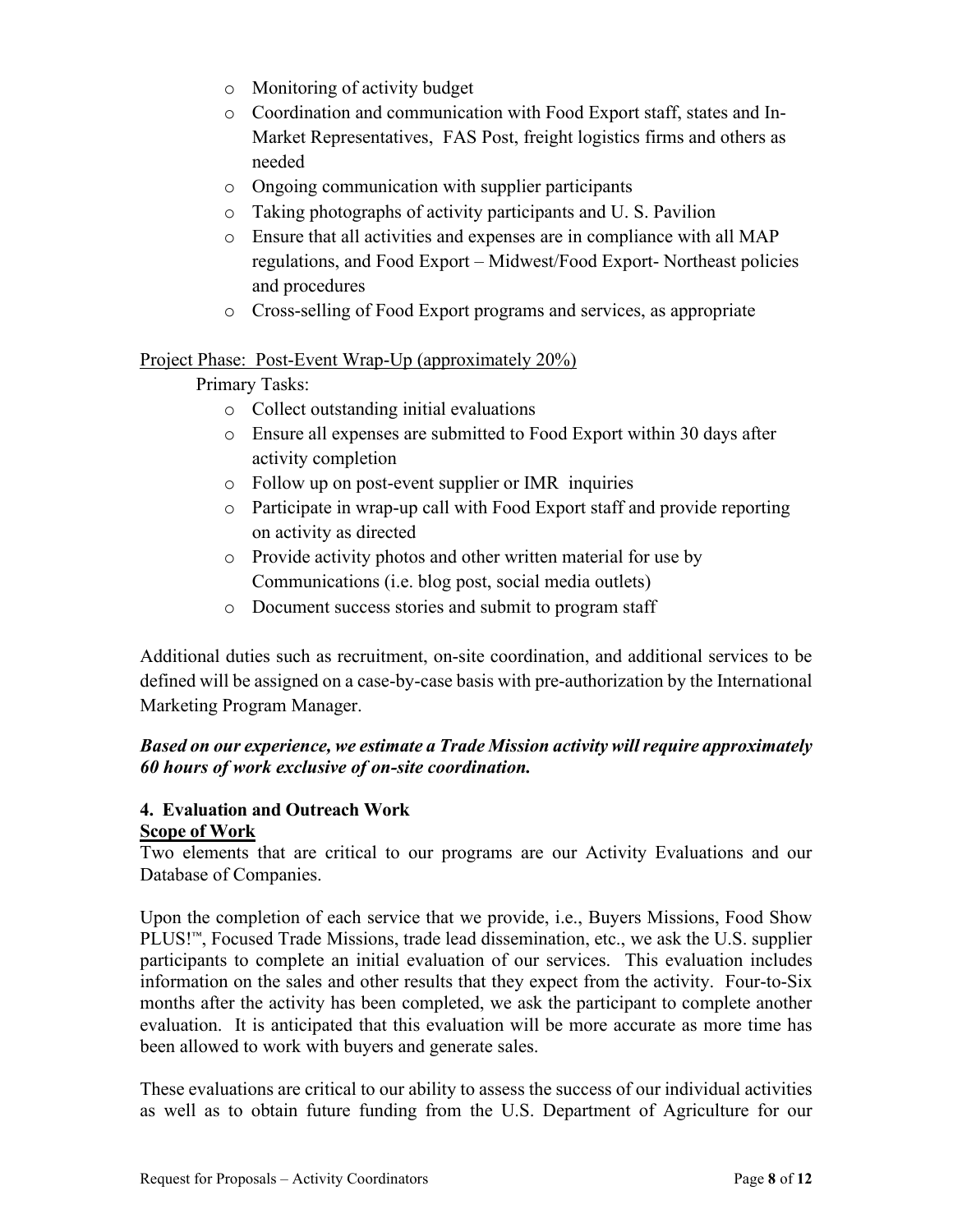- Monitoring of activity budget
- Coordination and communication with Food Export staff, states and In-Market Representatives, FAS Post, freight logistics firms and others as needed
- Ongoing communication with supplier participants
- Taking photographs of activity participants and U. S. Pavilion
- Ensure that all activities and expenses are in compliance with all MAP regulations, and Food Export – Midwest/Food Export- Northeast policies and procedures
- Cross-selling of Food Export programs and services, as appropriate

Project Phase: Post-Event Wrap-Up (approximately 20%)

Primary Tasks:

- Collect outstanding initial evaluations
- Ensure all expenses are submitted to Food Export within 30 days after activity completion
- Follow up on post-event supplier or IMR inquiries
- Participate in wrap-up call with Food Export staff and provide reporting on activity as directed
- Provide activity photos and other written material for use by Communications (i.e. blog post, social media outlets)
- Document success stories and submit to program staff

Additional duties such as recruitment, on-site coordination, and additional services to be defined will be assigned on a case-by-case basis with pre-authorization by the International Marketing Program Manager.

***Based on our experience, we estimate a Trade Mission activity will require approximately 60 hours of work exclusive of on-site coordination.***

### 4. Evaluation and Outreach Work

**Scope of Work**

Two elements that are critical to our programs are our Activity Evaluations and our Database of Companies.

Upon the completion of each service that we provide, i.e., Buyers Missions, Food Show PLUS!™, Focused Trade Missions, trade lead dissemination, etc., we ask the U.S. supplier participants to complete an initial evaluation of our services. This evaluation includes information on the sales and other results that they expect from the activity. Four-to-Six months after the activity has been completed, we ask the participant to complete another evaluation. It is anticipated that this evaluation will be more accurate as more time has been allowed to work with buyers and generate sales.

These evaluations are critical to our ability to assess the success of our individual activities as well as to obtain future funding from the U.S. Department of Agriculture for our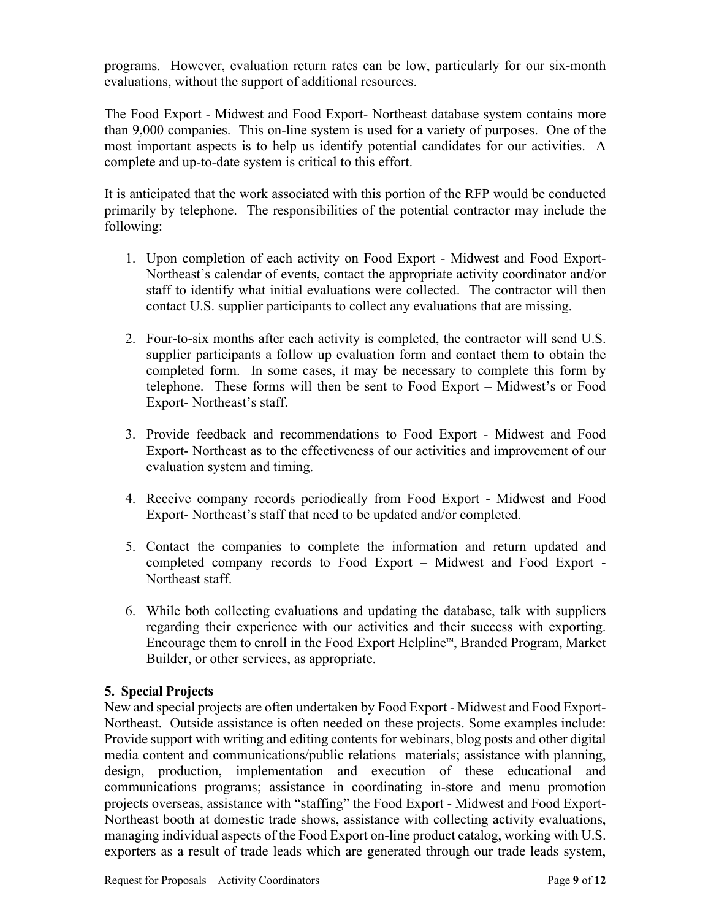programs. However, evaluation return rates can be low, particularly for our six-month evaluations, without the support of additional resources.

The Food Export - Midwest and Food Export- Northeast database system contains more than 9,000 companies. This on-line system is used for a variety of purposes. One of the most important aspects is to help us identify potential candidates for our activities. A complete and up-to-date system is critical to this effort.

It is anticipated that the work associated with this portion of the RFP would be conducted primarily by telephone. The responsibilities of the potential contractor may include the following:

1. Upon completion of each activity on Food Export - Midwest and Food Export- Northeast's calendar of events, contact the appropriate activity coordinator and/or staff to identify what initial evaluations were collected. The contractor will then contact U.S. supplier participants to collect any evaluations that are missing.

2. Four-to-six months after each activity is completed, the contractor will send U.S. supplier participants a follow up evaluation form and contact them to obtain the completed form. In some cases, it may be necessary to complete this form by telephone. These forms will then be sent to Food Export – Midwest's or Food Export- Northeast's staff.

3. Provide feedback and recommendations to Food Export - Midwest and Food Export- Northeast as to the effectiveness of our activities and improvement of our evaluation system and timing.

4. Receive company records periodically from Food Export - Midwest and Food Export- Northeast's staff that need to be updated and/or completed.

5. Contact the companies to complete the information and return updated and completed company records to Food Export – Midwest and Food Export - Northeast staff.

6. While both collecting evaluations and updating the database, talk with suppliers regarding their experience with our activities and their success with exporting. Encourage them to enroll in the Food Export Helpline™, Branded Program, Market Builder, or other services, as appropriate.

**5. Special Projects**

New and special projects are often undertaken by Food Export - Midwest and Food Export- Northeast. Outside assistance is often needed on these projects. Some examples include: Provide support with writing and editing contents for webinars, blog posts and other digital media content and communications/public relations materials; assistance with planning, design, production, implementation and execution of these educational and communications programs; assistance in coordinating in-store and menu promotion projects overseas, assistance with "staffing" the Food Export - Midwest and Food Export- Northeast booth at domestic trade shows, assistance with collecting activity evaluations, managing individual aspects of the Food Export on-line product catalog, working with U.S. exporters as a result of trade leads which are generated through our trade leads system,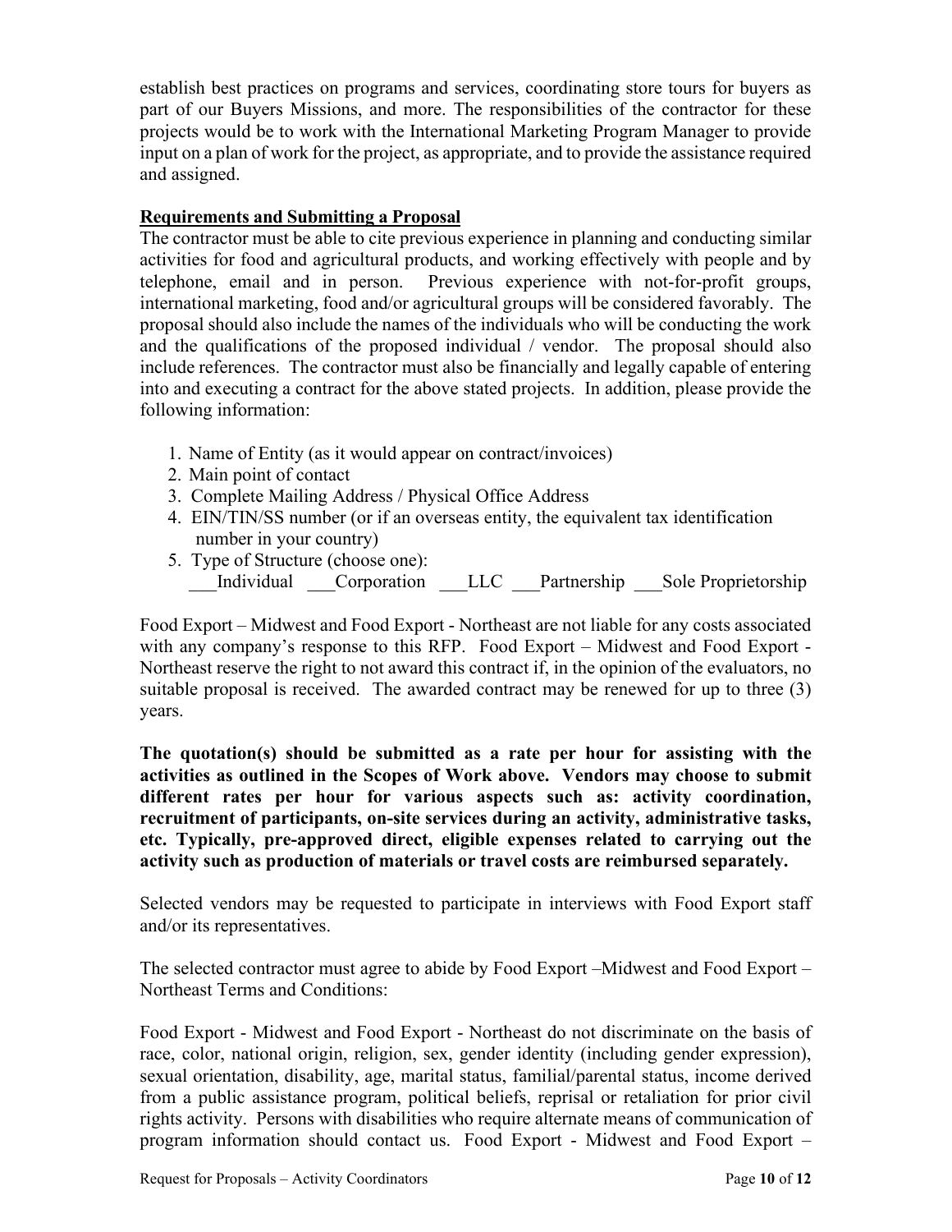establish best practices on programs and services, coordinating store tours for buyers as part of our Buyers Missions, and more. The responsibilities of the contractor for these projects would be to work with the International Marketing Program Manager to provide input on a plan of work for the project, as appropriate, and to provide the assistance required and assigned.

**Requirements and Submitting a Proposal**

The contractor must be able to cite previous experience in planning and conducting similar activities for food and agricultural products, and working effectively with people and by telephone, email and in person. Previous experience with not-for-profit groups, international marketing, food and/or agricultural groups will be considered favorably. The proposal should also include the names of the individuals who will be conducting the work and the qualifications of the proposed individual / vendor. The proposal should also include references. The contractor must also be financially and legally capable of entering into and executing a contract for the above stated projects. In addition, please provide the following information:

1. Name of Entity (as it would appear on contract/invoices)
2. Main point of contact
3. Complete Mailing Address / Physical Office Address
4. EIN/TIN/SS number (or if an overseas entity, the equivalent tax identification number in your country)
5. Type of Structure (choose one):
   ___Individual ___Corporation ___LLC ___Partnership ___Sole Proprietorship

Food Export – Midwest and Food Export - Northeast are not liable for any costs associated with any company's response to this RFP. Food Export – Midwest and Food Export - Northeast reserve the right to not award this contract if, in the opinion of the evaluators, no suitable proposal is received. The awarded contract may be renewed for up to three (3) years.

**The quotation(s) should be submitted as a rate per hour for assisting with the activities as outlined in the Scopes of Work above. Vendors may choose to submit different rates per hour for various aspects such as: activity coordination, recruitment of participants, on-site services during an activity, administrative tasks, etc. Typically, pre-approved direct, eligible expenses related to carrying out the activity such as production of materials or travel costs are reimbursed separately.**

Selected vendors may be requested to participate in interviews with Food Export staff and/or its representatives.

The selected contractor must agree to abide by Food Export –Midwest and Food Export – Northeast Terms and Conditions:

Food Export - Midwest and Food Export - Northeast do not discriminate on the basis of race, color, national origin, religion, sex, gender identity (including gender expression), sexual orientation, disability, age, marital status, familial/parental status, income derived from a public assistance program, political beliefs, reprisal or retaliation for prior civil rights activity. Persons with disabilities who require alternate means of communication of program information should contact us. Food Export - Midwest and Food Export –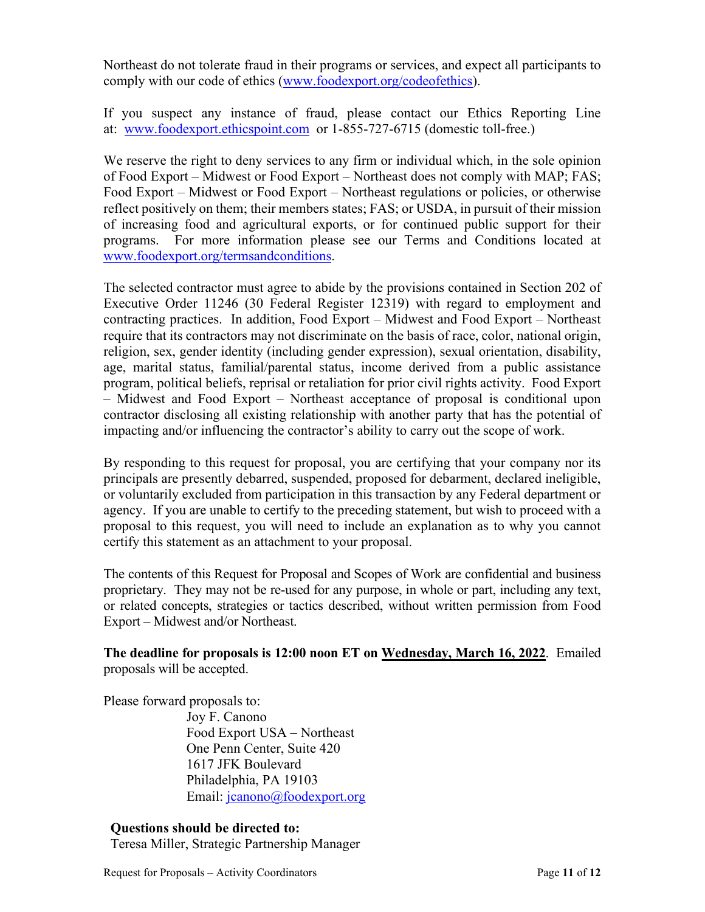Northeast do not tolerate fraud in their programs or services, and expect all participants to comply with our code of ethics ([www.foodexport.org/codeofethics](www.foodexport.org/codeofethics)).

If you suspect any instance of fraud, please contact our Ethics Reporting Line at: [www.foodexport.ethicspoint.com](www.foodexport.ethicspoint.com) or 1-855-727-6715 (domestic toll-free.)

We reserve the right to deny services to any firm or individual which, in the sole opinion of Food Export – Midwest or Food Export – Northeast does not comply with MAP; FAS; Food Export – Midwest or Food Export – Northeast regulations or policies, or otherwise reflect positively on them; their members states; FAS; or USDA, in pursuit of their mission of increasing food and agricultural exports, or for continued public support for their programs. For more information please see our Terms and Conditions located at [www.foodexport.org/termsandconditions](www.foodexport.org/termsandconditions).

The selected contractor must agree to abide by the provisions contained in Section 202 of Executive Order 11246 (30 Federal Register 12319) with regard to employment and contracting practices. In addition, Food Export – Midwest and Food Export – Northeast require that its contractors may not discriminate on the basis of race, color, national origin, religion, sex, gender identity (including gender expression), sexual orientation, disability, age, marital status, familial/parental status, income derived from a public assistance program, political beliefs, reprisal or retaliation for prior civil rights activity. Food Export – Midwest and Food Export – Northeast acceptance of proposal is conditional upon contractor disclosing all existing relationship with another party that has the potential of impacting and/or influencing the contractor's ability to carry out the scope of work.

By responding to this request for proposal, you are certifying that your company nor its principals are presently debarred, suspended, proposed for debarment, declared ineligible, or voluntarily excluded from participation in this transaction by any Federal department or agency. If you are unable to certify to the preceding statement, but wish to proceed with a proposal to this request, you will need to include an explanation as to why you cannot certify this statement as an attachment to your proposal.

The contents of this Request for Proposal and Scopes of Work are confidential and business proprietary. They may not be re-used for any purpose, in whole or part, including any text, or related concepts, strategies or tactics described, without written permission from Food Export – Midwest and/or Northeast.

**The deadline for proposals is 12:00 noon ET on <u>Wednesday, March 16, 2022</u>**. Emailed proposals will be accepted.

Please forward proposals to:

Joy F. Canono
Food Export USA – Northeast
One Penn Center, Suite 420
1617 JFK Boulevard
Philadelphia, PA 19103
Email: [jcanono@foodexport.org](mailto:jcanono@foodexport.org)

**Questions should be directed to:**
Teresa Miller, Strategic Partnership Manager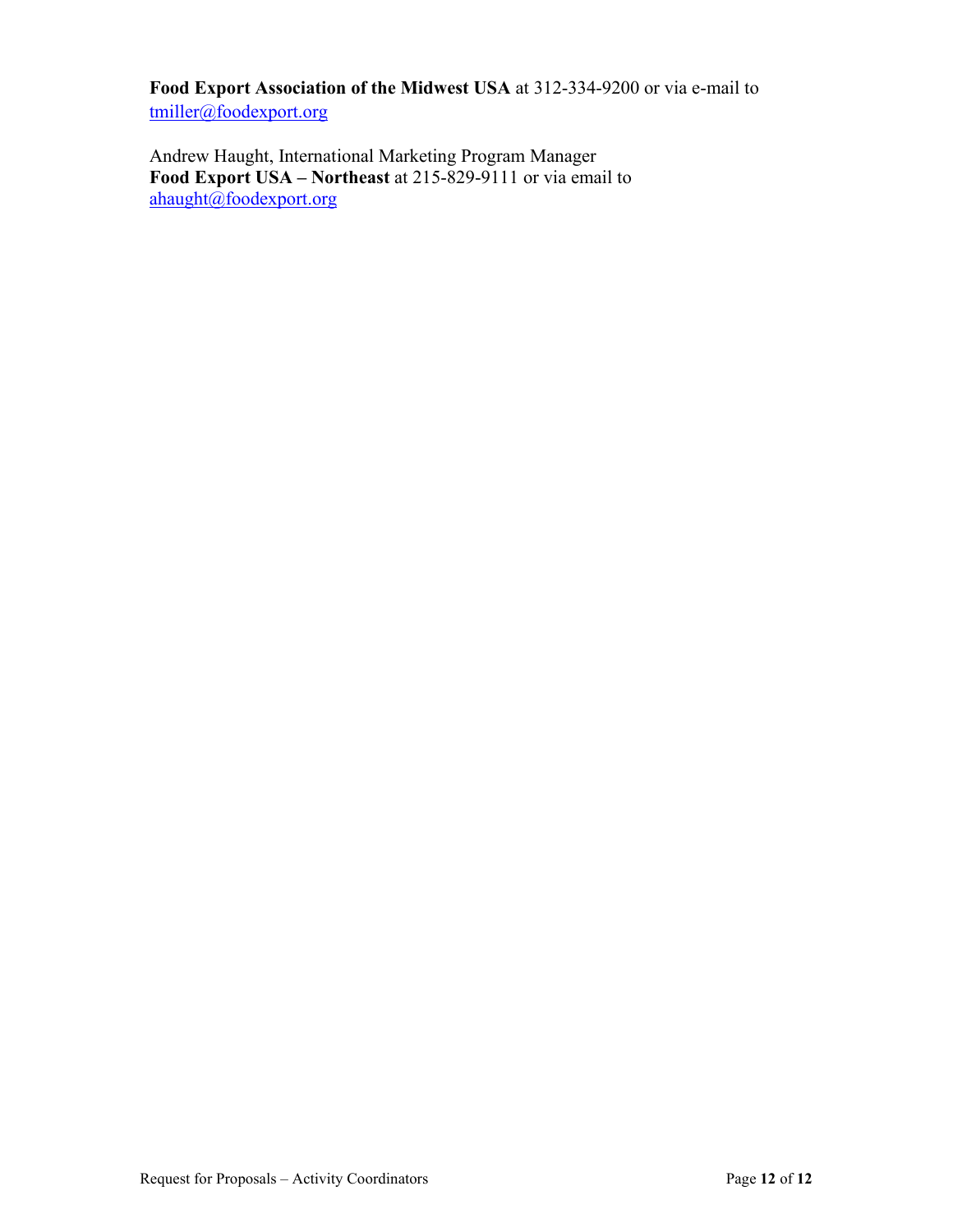**Food Export Association of the Midwest USA** at 312-334-9200 or via e-mail to tmiller@foodexport.org

Andrew Haught, International Marketing Program Manager
**Food Export USA – Northeast** at 215-829-9111 or via email to ahaught@foodexport.org